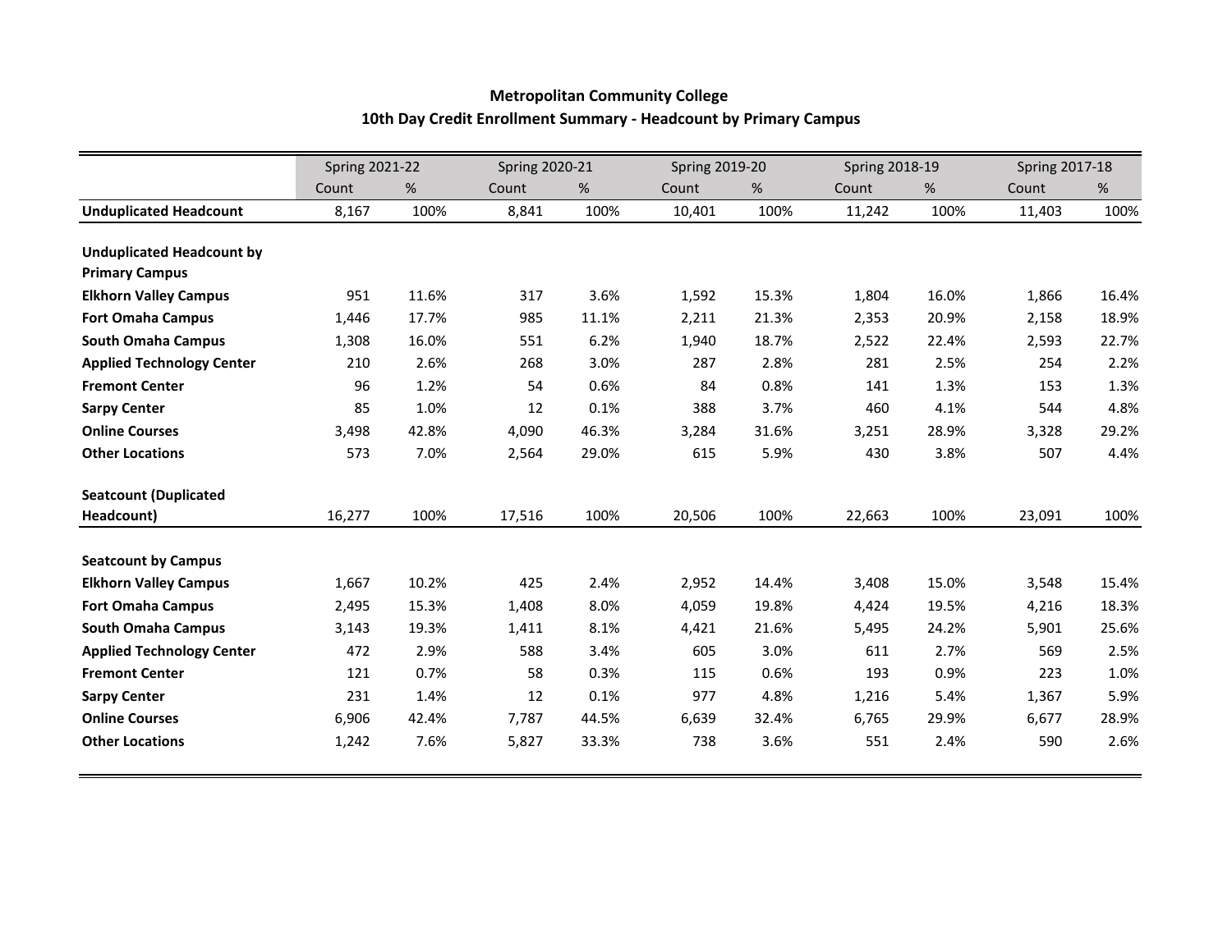# Metropolitan Community College

## 10th Day Credit Enrollment Summary - Headcount by Primary Campus

| | Spring 2021-22 | | Spring 2020-21 | | Spring 2019-20 | | Spring 2018-19 | | Spring 2017-18 | |
|---|---|---|---|---|---|---|---|---|---|---|
| | Count | % | Count | % | Count | % | Count | % | Count | % |
| **Unduplicated Headcount** | 8,167 | 100% | 8,841 | 100% | 10,401 | 100% | 11,242 | 100% | 11,403 | 100% |
| **Unduplicated Headcount by Primary Campus** | | | | | | | | | | |
| **Elkhorn Valley Campus** | 951 | 11.6% | 317 | 3.6% | 1,592 | 15.3% | 1,804 | 16.0% | 1,866 | 16.4% |
| **Fort Omaha Campus** | 1,446 | 17.7% | 985 | 11.1% | 2,211 | 21.3% | 2,353 | 20.9% | 2,158 | 18.9% |
| **South Omaha Campus** | 1,308 | 16.0% | 551 | 6.2% | 1,940 | 18.7% | 2,522 | 22.4% | 2,593 | 22.7% |
| **Applied Technology Center** | 210 | 2.6% | 268 | 3.0% | 287 | 2.8% | 281 | 2.5% | 254 | 2.2% |
| **Fremont Center** | 96 | 1.2% | 54 | 0.6% | 84 | 0.8% | 141 | 1.3% | 153 | 1.3% |
| **Sarpy Center** | 85 | 1.0% | 12 | 0.1% | 388 | 3.7% | 460 | 4.1% | 544 | 4.8% |
| **Online Courses** | 3,498 | 42.8% | 4,090 | 46.3% | 3,284 | 31.6% | 3,251 | 28.9% | 3,328 | 29.2% |
| **Other Locations** | 573 | 7.0% | 2,564 | 29.0% | 615 | 5.9% | 430 | 3.8% | 507 | 4.4% |
| **Seatcount (Duplicated Headcount)** | 16,277 | 100% | 17,516 | 100% | 20,506 | 100% | 22,663 | 100% | 23,091 | 100% |
| **Seatcount by Campus** | | | | | | | | | | |
| **Elkhorn Valley Campus** | 1,667 | 10.2% | 425 | 2.4% | 2,952 | 14.4% | 3,408 | 15.0% | 3,548 | 15.4% |
| **Fort Omaha Campus** | 2,495 | 15.3% | 1,408 | 8.0% | 4,059 | 19.8% | 4,424 | 19.5% | 4,216 | 18.3% |
| **South Omaha Campus** | 3,143 | 19.3% | 1,411 | 8.1% | 4,421 | 21.6% | 5,495 | 24.2% | 5,901 | 25.6% |
| **Applied Technology Center** | 472 | 2.9% | 588 | 3.4% | 605 | 3.0% | 611 | 2.7% | 569 | 2.5% |
| **Fremont Center** | 121 | 0.7% | 58 | 0.3% | 115 | 0.6% | 193 | 0.9% | 223 | 1.0% |
| **Sarpy Center** | 231 | 1.4% | 12 | 0.1% | 977 | 4.8% | 1,216 | 5.4% | 1,367 | 5.9% |
| **Online Courses** | 6,906 | 42.4% | 7,787 | 44.5% | 6,639 | 32.4% | 6,765 | 29.9% | 6,677 | 28.9% |
| **Other Locations** | 1,242 | 7.6% | 5,827 | 33.3% | 738 | 3.6% | 551 | 2.4% | 590 | 2.6% |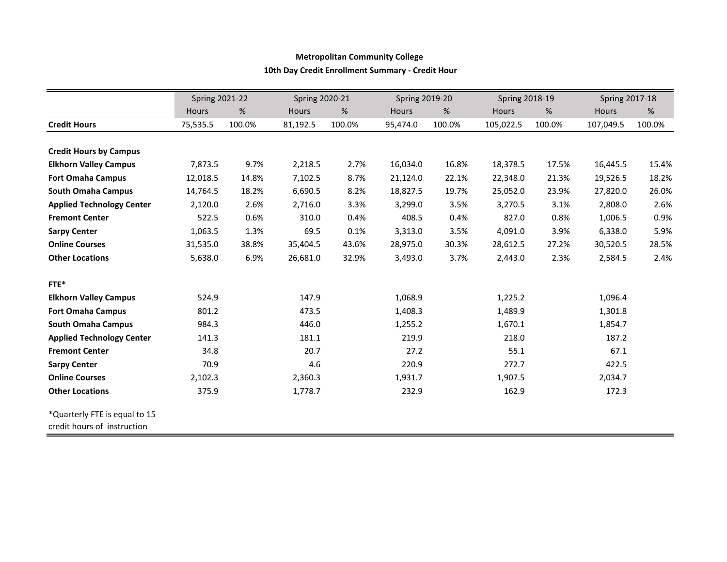**Metropolitan Community College**

**10th Day Credit Enrollment Summary - Credit Hour**

| | Spring 2021-22 | | Spring 2020-21 | | Spring 2019-20 | | Spring 2018-19 | | Spring 2017-18 | |
|---|---|---|---|---|---|---|---|---|---|---|
| | Hours | % | Hours | % | Hours | % | Hours | % | Hours | % |
| **Credit Hours** | 75,535.5 | 100.0% | 81,192.5 | 100.0% | 95,474.0 | 100.0% | 105,022.5 | 100.0% | 107,049.5 | 100.0% |
| | | | | | | | | | | |
| **Credit Hours by Campus** | | | | | | | | | | |
| **Elkhorn Valley Campus** | 7,873.5 | 9.7% | 2,218.5 | 2.7% | 16,034.0 | 16.8% | 18,378.5 | 17.5% | 16,445.5 | 15.4% |
| **Fort Omaha Campus** | 12,018.5 | 14.8% | 7,102.5 | 8.7% | 21,124.0 | 22.1% | 22,348.0 | 21.3% | 19,526.5 | 18.2% |
| **South Omaha Campus** | 14,764.5 | 18.2% | 6,690.5 | 8.2% | 18,827.5 | 19.7% | 25,052.0 | 23.9% | 27,820.0 | 26.0% |
| **Applied Technology Center** | 2,120.0 | 2.6% | 2,716.0 | 3.3% | 3,299.0 | 3.5% | 3,270.5 | 3.1% | 2,808.0 | 2.6% |
| **Fremont Center** | 522.5 | 0.6% | 310.0 | 0.4% | 408.5 | 0.4% | 827.0 | 0.8% | 1,006.5 | 0.9% |
| **Sarpy Center** | 1,063.5 | 1.3% | 69.5 | 0.1% | 3,313.0 | 3.5% | 4,091.0 | 3.9% | 6,338.0 | 5.9% |
| **Online Courses** | 31,535.0 | 38.8% | 35,404.5 | 43.6% | 28,975.0 | 30.3% | 28,612.5 | 27.2% | 30,520.5 | 28.5% |
| **Other Locations** | 5,638.0 | 6.9% | 26,681.0 | 32.9% | 3,493.0 | 3.7% | 2,443.0 | 2.3% | 2,584.5 | 2.4% |
| | | | | | | | | | | |
| **FTE*** | | | | | | | | | | |
| **Elkhorn Valley Campus** | 524.9 | | 147.9 | | 1,068.9 | | 1,225.2 | | 1,096.4 | |
| **Fort Omaha Campus** | 801.2 | | 473.5 | | 1,408.3 | | 1,489.9 | | 1,301.8 | |
| **South Omaha Campus** | 984.3 | | 446.0 | | 1,255.2 | | 1,670.1 | | 1,854.7 | |
| **Applied Technology Center** | 141.3 | | 181.1 | | 219.9 | | 218.0 | | 187.2 | |
| **Fremont Center** | 34.8 | | 20.7 | | 27.2 | | 55.1 | | 67.1 | |
| **Sarpy Center** | 70.9 | | 4.6 | | 220.9 | | 272.7 | | 422.5 | |
| **Online Courses** | 2,102.3 | | 2,360.3 | | 1,931.7 | | 1,907.5 | | 2,034.7 | |
| **Other Locations** | 375.9 | | 1,778.7 | | 232.9 | | 162.9 | | 172.3 | |

*Quarterly FTE is equal to 15 credit hours of instruction